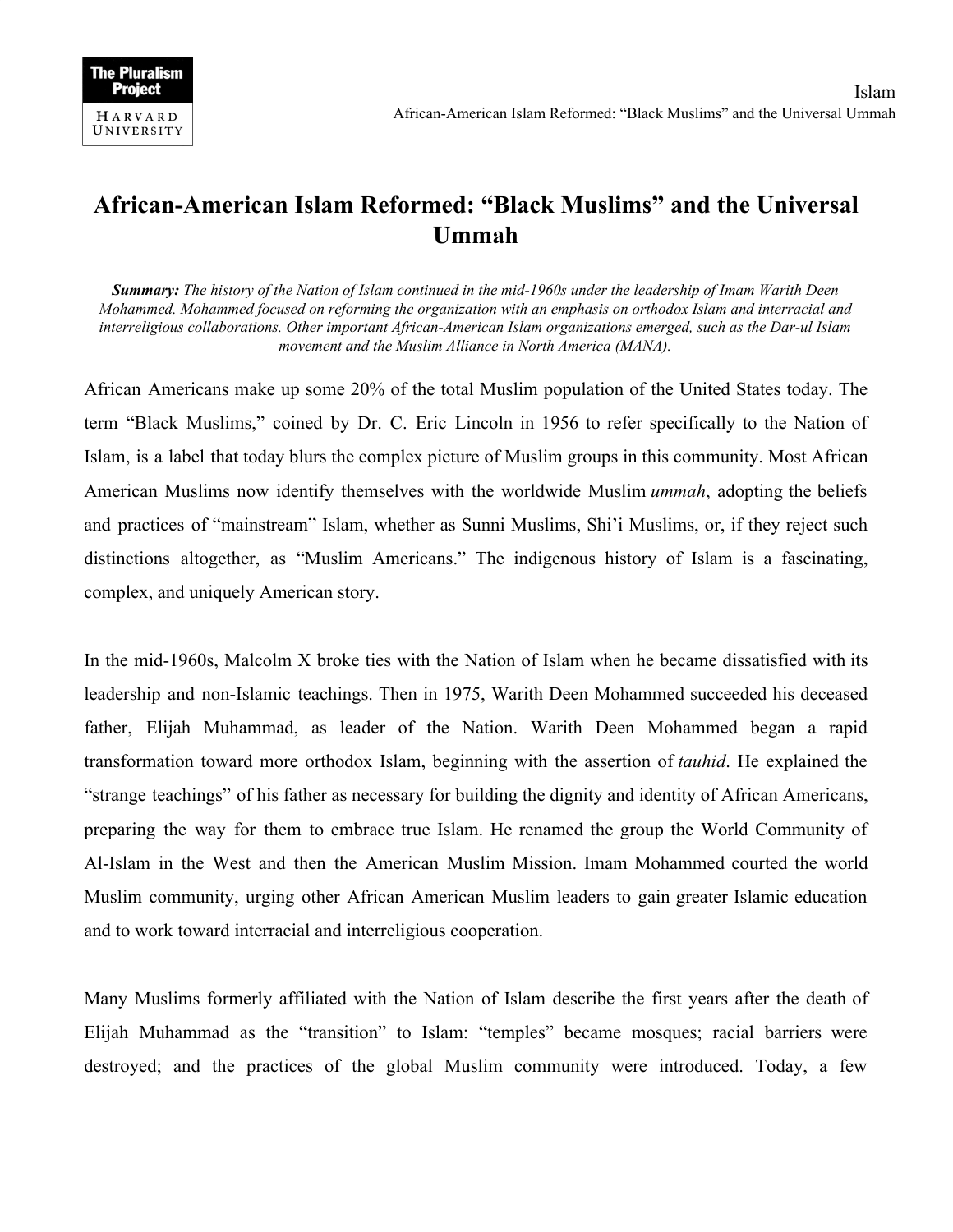# African-American Islam Reformed: "Black Muslims" and the Universal Ummah

***Summary:*** *The history of the Nation of Islam continued in the mid-1960s under the leadership of Imam Warith Deen Mohammed. Mohammed focused on reforming the organization with an emphasis on orthodox Islam and interracial and interreligious collaborations. Other important African-American Islam organizations emerged, such as the Dar-ul Islam movement and the Muslim Alliance in North America (MANA).*

African Americans make up some 20% of the total Muslim population of the United States today. The term "Black Muslims," coined by Dr. C. Eric Lincoln in 1956 to refer specifically to the Nation of Islam, is a label that today blurs the complex picture of Muslim groups in this community. Most African American Muslims now identify themselves with the worldwide Muslim *ummah*, adopting the beliefs and practices of "mainstream" Islam, whether as Sunni Muslims, Shi'i Muslims, or, if they reject such distinctions altogether, as "Muslim Americans." The indigenous history of Islam is a fascinating, complex, and uniquely American story.

In the mid-1960s, Malcolm X broke ties with the Nation of Islam when he became dissatisfied with its leadership and non-Islamic teachings. Then in 1975, Warith Deen Mohammed succeeded his deceased father, Elijah Muhammad, as leader of the Nation. Warith Deen Mohammed began a rapid transformation toward more orthodox Islam, beginning with the assertion of *tauhid*. He explained the "strange teachings" of his father as necessary for building the dignity and identity of African Americans, preparing the way for them to embrace true Islam. He renamed the group the World Community of Al-Islam in the West and then the American Muslim Mission. Imam Mohammed courted the world Muslim community, urging other African American Muslim leaders to gain greater Islamic education and to work toward interracial and interreligious cooperation.

Many Muslims formerly affiliated with the Nation of Islam describe the first years after the death of Elijah Muhammad as the "transition" to Islam: "temples" became mosques; racial barriers were destroyed; and the practices of the global Muslim community were introduced. Today, a few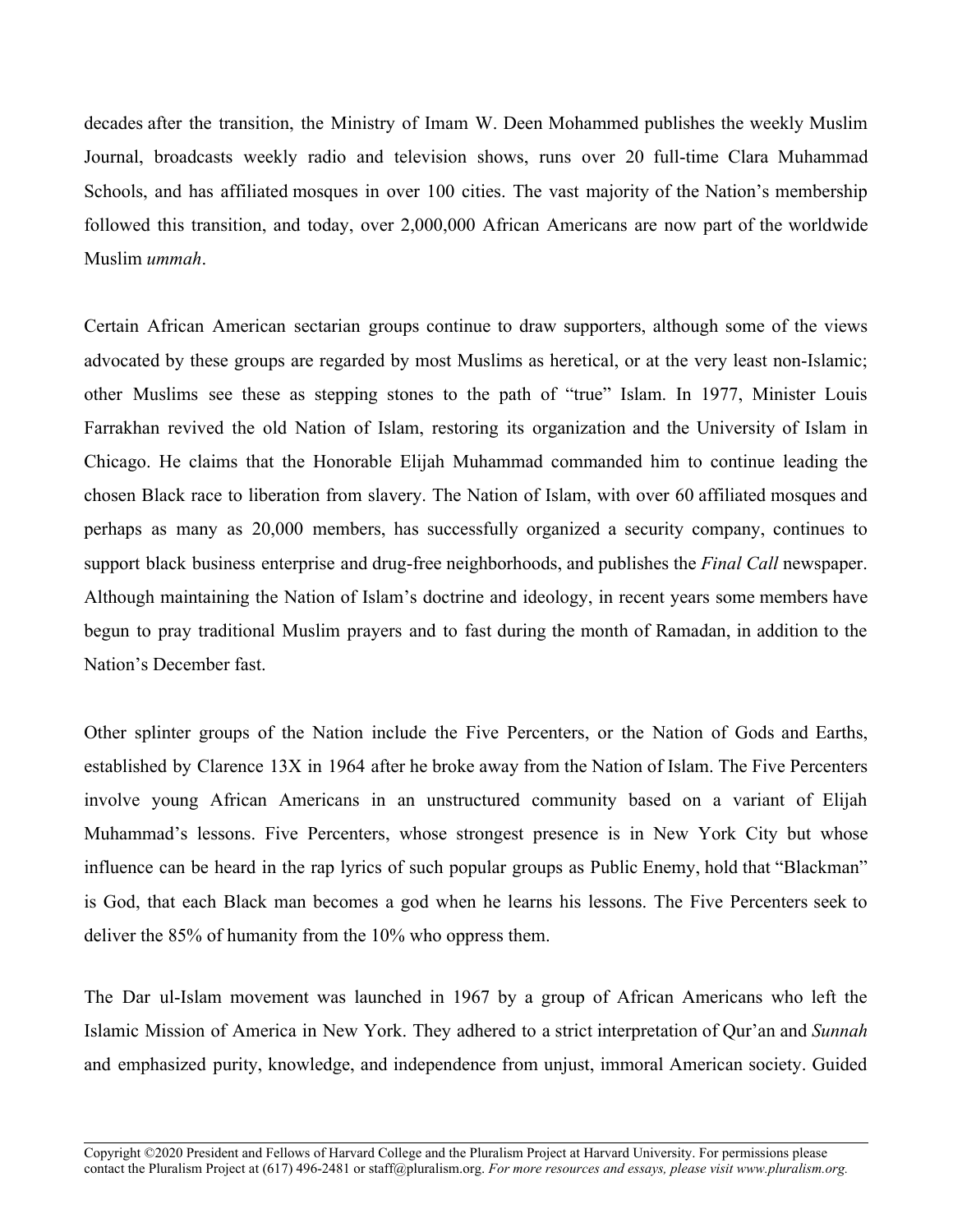decades after the transition, the Ministry of Imam W. Deen Mohammed publishes the weekly Muslim Journal, broadcasts weekly radio and television shows, runs over 20 full-time Clara Muhammad Schools, and has affiliated mosques in over 100 cities. The vast majority of the Nation's membership followed this transition, and today, over 2,000,000 African Americans are now part of the worldwide Muslim *ummah*.

Certain African American sectarian groups continue to draw supporters, although some of the views advocated by these groups are regarded by most Muslims as heretical, or at the very least non-Islamic; other Muslims see these as stepping stones to the path of "true" Islam. In 1977, Minister Louis Farrakhan revived the old Nation of Islam, restoring its organization and the University of Islam in Chicago. He claims that the Honorable Elijah Muhammad commanded him to continue leading the chosen Black race to liberation from slavery. The Nation of Islam, with over 60 affiliated mosques and perhaps as many as 20,000 members, has successfully organized a security company, continues to support black business enterprise and drug-free neighborhoods, and publishes the *Final Call* newspaper. Although maintaining the Nation of Islam's doctrine and ideology, in recent years some members have begun to pray traditional Muslim prayers and to fast during the month of Ramadan, in addition to the Nation's December fast.

Other splinter groups of the Nation include the Five Percenters, or the Nation of Gods and Earths, established by Clarence 13X in 1964 after he broke away from the Nation of Islam. The Five Percenters involve young African Americans in an unstructured community based on a variant of Elijah Muhammad's lessons. Five Percenters, whose strongest presence is in New York City but whose influence can be heard in the rap lyrics of such popular groups as Public Enemy, hold that "Blackman" is God, that each Black man becomes a god when he learns his lessons. The Five Percenters seek to deliver the 85% of humanity from the 10% who oppress them.

The Dar ul-Islam movement was launched in 1967 by a group of African Americans who left the Islamic Mission of America in New York. They adhered to a strict interpretation of Qur'an and *Sunnah* and emphasized purity, knowledge, and independence from unjust, immoral American society. Guided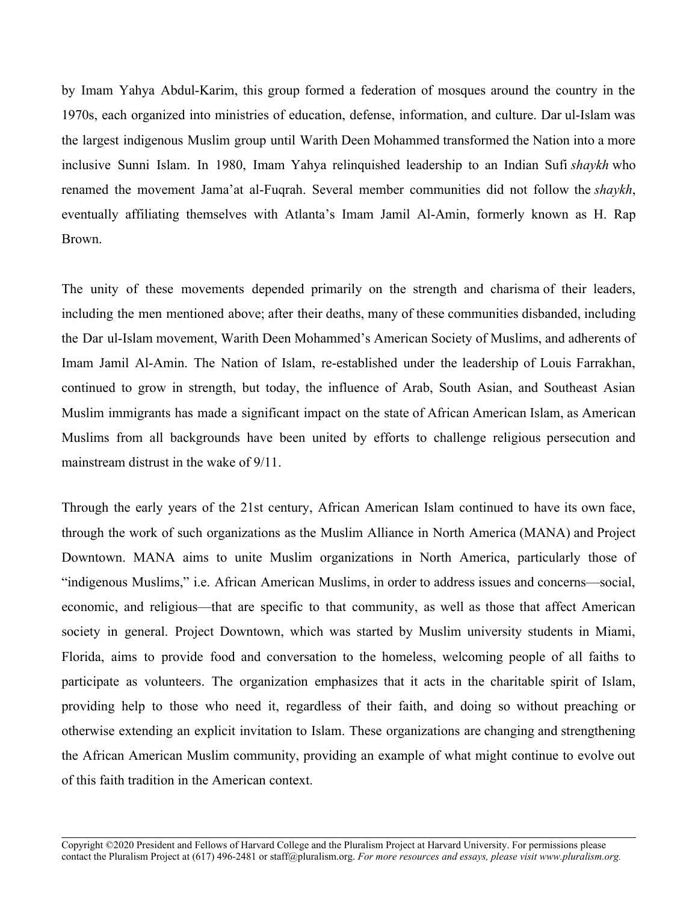by Imam Yahya Abdul-Karim, this group formed a federation of mosques around the country in the 1970s, each organized into ministries of education, defense, information, and culture. Dar ul-Islam was the largest indigenous Muslim group until Warith Deen Mohammed transformed the Nation into a more inclusive Sunni Islam. In 1980, Imam Yahya relinquished leadership to an Indian Sufi *shaykh* who renamed the movement Jama'at al-Fuqrah. Several member communities did not follow the *shaykh*, eventually affiliating themselves with Atlanta's Imam Jamil Al-Amin, formerly known as H. Rap Brown.

The unity of these movements depended primarily on the strength and charisma of their leaders, including the men mentioned above; after their deaths, many of these communities disbanded, including the Dar ul-Islam movement, Warith Deen Mohammed's American Society of Muslims, and adherents of Imam Jamil Al-Amin. The Nation of Islam, re-established under the leadership of Louis Farrakhan, continued to grow in strength, but today, the influence of Arab, South Asian, and Southeast Asian Muslim immigrants has made a significant impact on the state of African American Islam, as American Muslims from all backgrounds have been united by efforts to challenge religious persecution and mainstream distrust in the wake of 9/11.

Through the early years of the 21st century, African American Islam continued to have its own face, through the work of such organizations as the Muslim Alliance in North America (MANA) and Project Downtown. MANA aims to unite Muslim organizations in North America, particularly those of "indigenous Muslims," i.e. African American Muslims, in order to address issues and concerns—social, economic, and religious—that are specific to that community, as well as those that affect American society in general. Project Downtown, which was started by Muslim university students in Miami, Florida, aims to provide food and conversation to the homeless, welcoming people of all faiths to participate as volunteers. The organization emphasizes that it acts in the charitable spirit of Islam, providing help to those who need it, regardless of their faith, and doing so without preaching or otherwise extending an explicit invitation to Islam. These organizations are changing and strengthening the African American Muslim community, providing an example of what might continue to evolve out of this faith tradition in the American context.

Copyright ©2020 President and Fellows of Harvard College and the Pluralism Project at Harvard University. For permissions please contact the Pluralism Project at (617) 496-2481 or staff@pluralism.org. *For more resources and essays, please visit www.pluralism.org.*